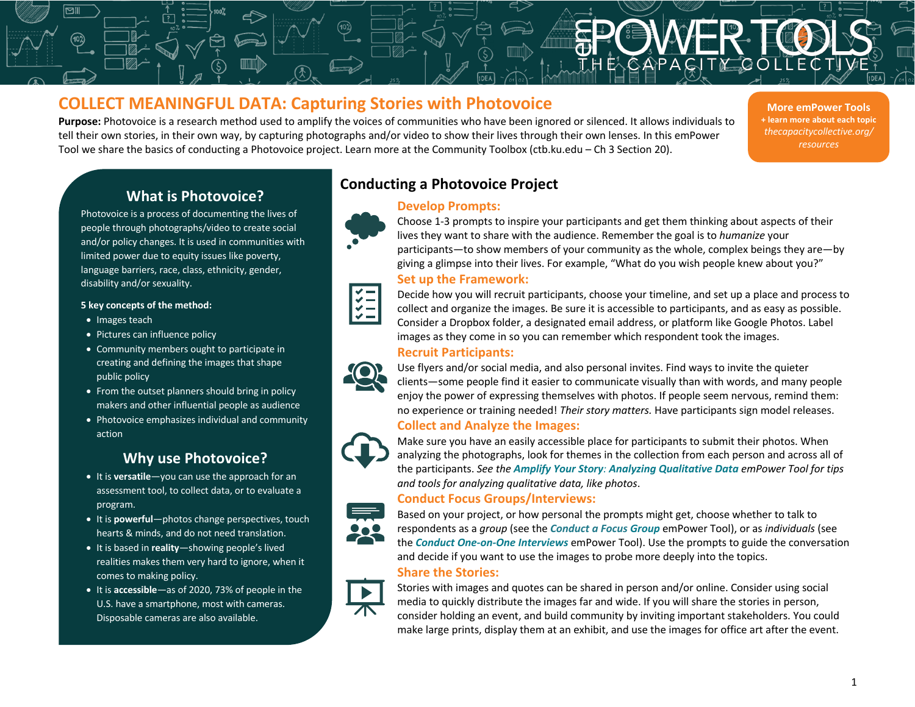# COLLECT MEANINGFUL DATA: Capturing Stories with Photovoice

**Purpose:** Photovoice is a research method used to amplify the voices of communities who have been ignored or silenced. It allows individuals to tell their own stories, in their own way, by capturing photographs and/or video to show their lives through their own lenses. In this emPower Tool we share the basics of conducting a Photovoice project. Learn more at the Community Toolbox (ctb.ku.edu – Ch 3 Section 20).

**More emPower Tools**
**+ learn more about each topic**
*thecapacitycollective.org/resources*

## What is Photovoice?

Photovoice is a process of documenting the lives of people through photographs/video to create social and/or policy changes. It is used in communities with limited power due to equity issues like poverty, language barriers, race, class, ethnicity, gender, disability and/or sexuality.

**5 key concepts of the method:**

- Images teach
- Pictures can influence policy
- Community members ought to participate in creating and defining the images that shape public policy
- From the outset planners should bring in policy makers and other influential people as audience
- Photovoice emphasizes individual and community action

## Why use Photovoice?

- It is **versatile**—you can use the approach for an assessment tool, to collect data, or to evaluate a program.
- It is **powerful**—photos change perspectives, touch hearts & minds, and do not need translation.
- It is based in **reality**—showing people's lived realities makes them very hard to ignore, when it comes to making policy.
- It is **accessible**—as of 2020, 73% of people in the U.S. have a smartphone, most with cameras. Disposable cameras are also available.

## Conducting a Photovoice Project

### Develop Prompts:

Choose 1-3 prompts to inspire your participants and get them thinking about aspects of their lives they want to share with the audience. Remember the goal is to *humanize* your participants—to show members of your community as the whole, complex beings they are—by giving a glimpse into their lives. For example, "What do you wish people knew about you?"

### Set up the Framework:

Decide how you will recruit participants, choose your timeline, and set up a place and process to collect and organize the images. Be sure it is accessible to participants, and as easy as possible. Consider a Dropbox folder, a designated email address, or platform like Google Photos. Label images as they come in so you can remember which respondent took the images.

### Recruit Participants:

Use flyers and/or social media, and also personal invites. Find ways to invite the quieter clients—some people find it easier to communicate visually than with words, and many people enjoy the power of expressing themselves with photos. If people seem nervous, remind them: no experience or training needed! *Their story matters.* Have participants sign model releases.

### Collect and Analyze the Images:

Make sure you have an easily accessible place for participants to submit their photos. When analyzing the photographs, look for themes in the collection from each person and across all of the participants. *See the **Amplify Your Story: Analyzing Qualitative Data** emPower Tool for tips and tools for analyzing qualitative data, like photos.*

### Conduct Focus Groups/Interviews:

Based on your project, or how personal the prompts might get, choose whether to talk to respondents as a *group* (see the ***Conduct a Focus Group*** emPower Tool), or as *individuals* (see the ***Conduct One-on-One Interviews*** emPower Tool). Use the prompts to guide the conversation and decide if you want to use the images to probe more deeply into the topics.

### Share the Stories:

Stories with images and quotes can be shared in person and/or online. Consider using social media to quickly distribute the images far and wide. If you will share the stories in person, consider holding an event, and build community by inviting important stakeholders. You could make large prints, display them at an exhibit, and use the images for office art after the event.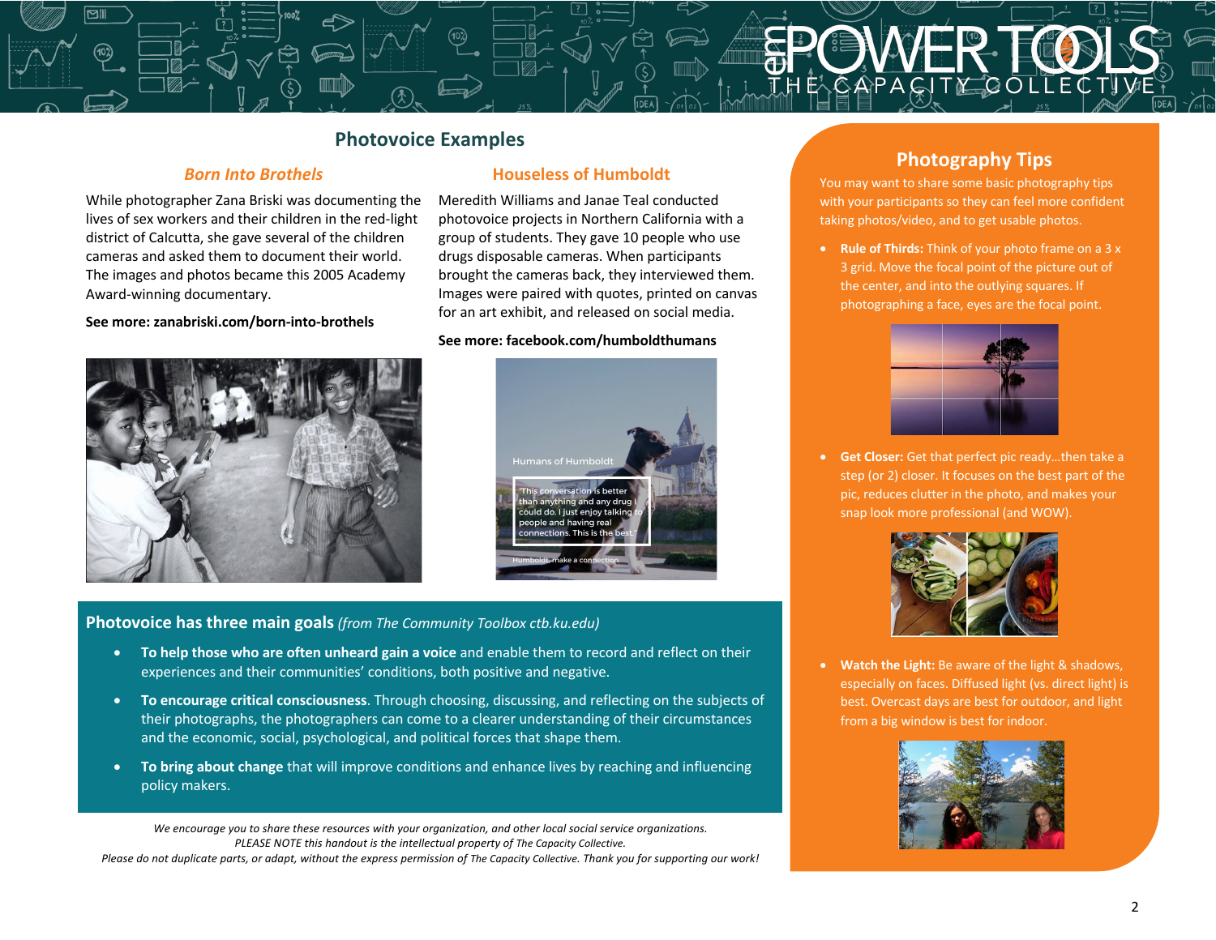## Photovoice Examples

### *Born Into Brothels*

While photographer Zana Briski was documenting the lives of sex workers and their children in the red-light district of Calcutta, she gave several of the children cameras and asked them to document their world. The images and photos became this 2005 Academy Award-winning documentary.

**See more: zanabriski.com/born-into-brothels**

### Houseless of Humboldt

Meredith Williams and Janae Teal conducted photovoice projects in Northern California with a group of students. They gave 10 people who use drugs disposable cameras. When participants brought the cameras back, they interviewed them. Images were paired with quotes, printed on canvas for an art exhibit, and released on social media.

**See more: facebook.com/humboldthumans**

### Photovoice has three main goals *(from The Community Toolbox ctb.ku.edu)*

- **To help those who are often unheard gain a voice** and enable them to record and reflect on their experiences and their communities' conditions, both positive and negative.
- **To encourage critical consciousness**. Through choosing, discussing, and reflecting on the subjects of their photographs, the photographers can come to a clearer understanding of their circumstances and the economic, social, psychological, and political forces that shape them.
- **To bring about change** that will improve conditions and enhance lives by reaching and influencing policy makers.

*We encourage you to share these resources with your organization, and other local social service organizations.*
*PLEASE NOTE this handout is the intellectual property of The Capacity Collective.*
*Please do not duplicate parts, or adapt, without the express permission of The Capacity Collective. Thank you for supporting our work!*

## Photography Tips

You may want to share some basic photography tips with your participants so they can feel more confident taking photos/video, and to get usable photos.

- **Rule of Thirds:** Think of your photo frame on a 3 x 3 grid. Move the focal point of the picture out of the center, and into the outlying squares. If photographing a face, eyes are the focal point.
- **Get Closer:** Get that perfect pic ready…then take a step (or 2) closer. It focuses on the best part of the pic, reduces clutter in the photo, and makes your snap look more professional (and WOW).
- **Watch the Light:** Be aware of the light & shadows, especially on faces. Diffused light (vs. direct light) is best. Overcast days are best for outdoor, and light from a big window is best for indoor.